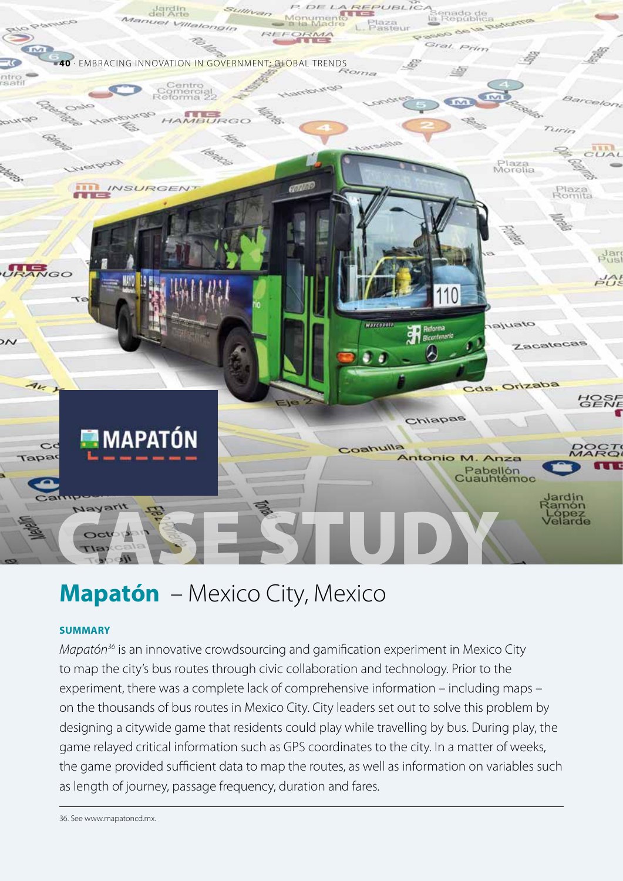# Mapatón – Mexico City, Mexico

### SUMMARY

*Mapatón*[36] is an innovative crowdsourcing and gamification experiment in Mexico City to map the city's bus routes through civic collaboration and technology. Prior to the experiment, there was a complete lack of comprehensive information – including maps – on the thousands of bus routes in Mexico City. City leaders set out to solve this problem by designing a citywide game that residents could play while travelling by bus. During play, the game relayed critical information such as GPS coordinates to the city. In a matter of weeks, the game provided sufficient data to map the routes, as well as information on variables such as length of journey, passage frequency, duration and fares.

---

36. See www.mapatoncd.mx.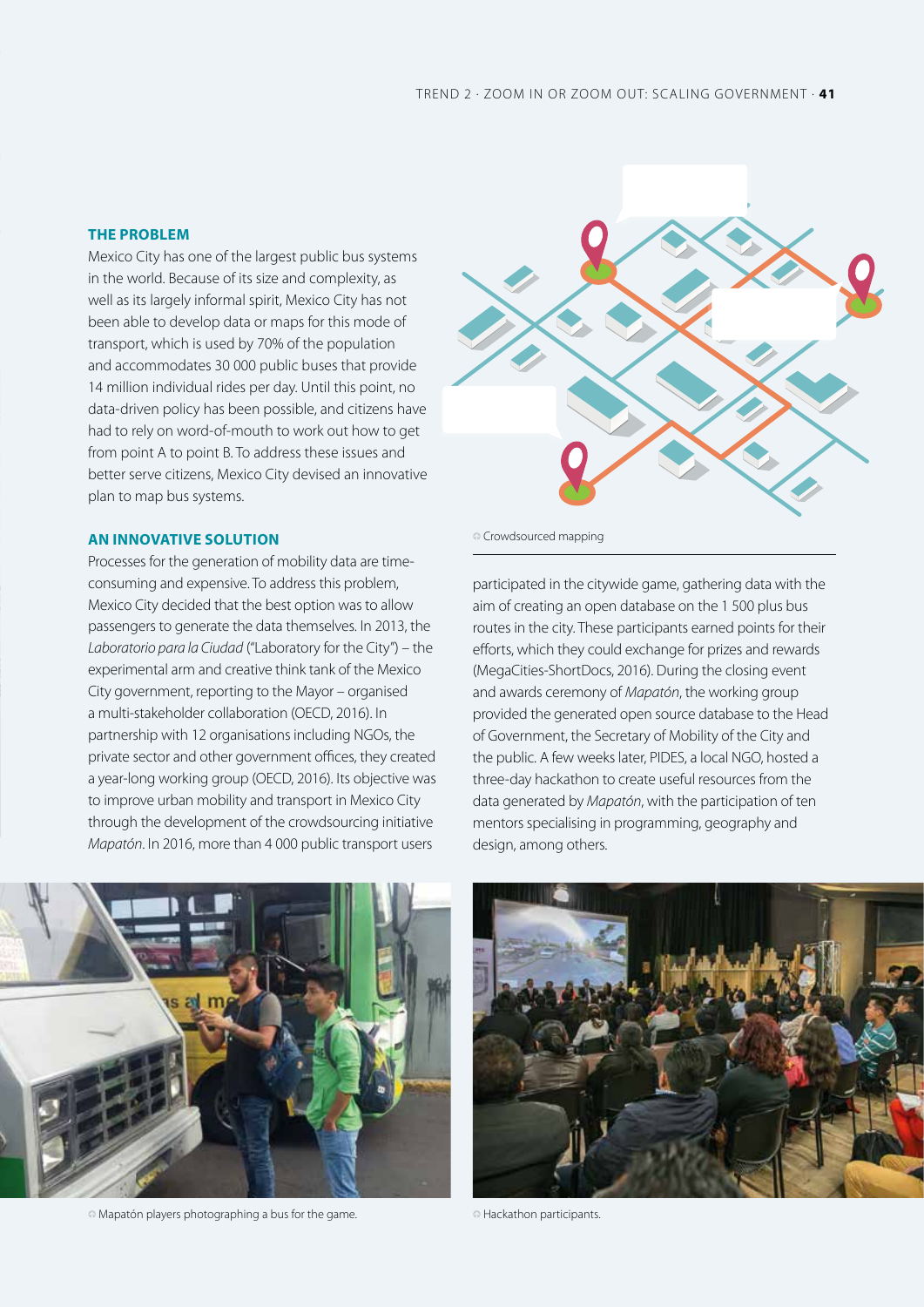### THE PROBLEM

Mexico City has one of the largest public bus systems in the world. Because of its size and complexity, as well as its largely informal spirit, Mexico City has not been able to develop data or maps for this mode of transport, which is used by 70% of the population and accommodates 30 000 public buses that provide 14 million individual rides per day. Until this point, no data-driven policy has been possible, and citizens have had to rely on word-of-mouth to work out how to get from point A to point B. To address these issues and better serve citizens, Mexico City devised an innovative plan to map bus systems.

### AN INNOVATIVE SOLUTION

Processes for the generation of mobility data are time-consuming and expensive. To address this problem, Mexico City decided that the best option was to allow passengers to generate the data themselves. In 2013, the *Laboratorio para la Ciudad* ("Laboratory for the City") – the experimental arm and creative think tank of the Mexico City government, reporting to the Mayor – organised a multi-stakeholder collaboration (OECD, 2016). In partnership with 12 organisations including NGOs, the private sector and other government offices, they created a year-long working group (OECD, 2016). Its objective was to improve urban mobility and transport in Mexico City through the development of the crowdsourcing initiative *Mapatón*. In 2016, more than 4 000 public transport users participated in the citywide game, gathering data with the aim of creating an open database on the 1 500 plus bus routes in the city. These participants earned points for their efforts, which they could exchange for prizes and rewards (MegaCities-ShortDocs, 2016). During the closing event and awards ceremony of *Mapatón*, the working group provided the generated open source database to the Head of Government, the Secretary of Mobility of the City and the public. A few weeks later, PIDES, a local NGO, hosted a three-day hackathon to create useful resources from the data generated by *Mapatón*, with the participation of ten mentors specialising in programming, geography and design, among others.

Crowdsourced mapping

Mapatón players photographing a bus for the game.

Hackathon participants.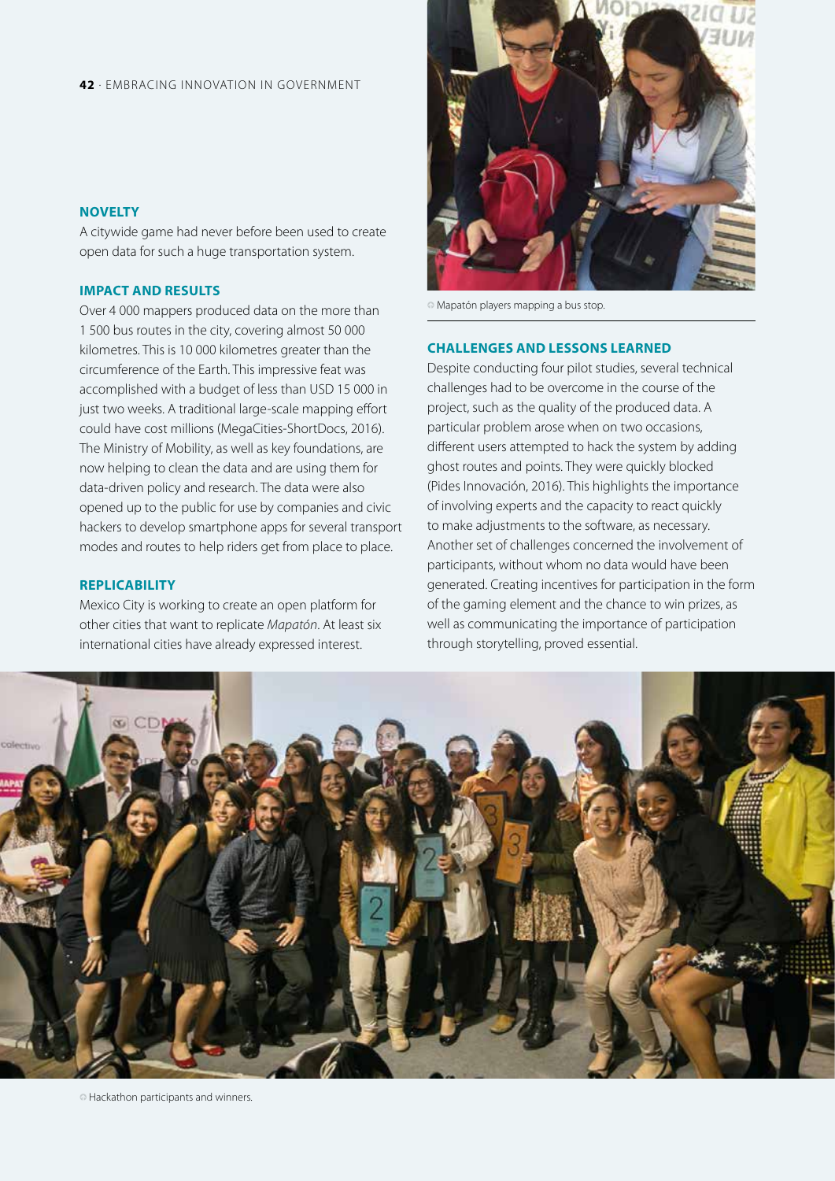## NOVELTY

A citywide game had never before been used to create open data for such a huge transportation system.

## IMPACT AND RESULTS

Over 4 000 mappers produced data on the more than 1 500 bus routes in the city, covering almost 50 000 kilometres. This is 10 000 kilometres greater than the circumference of the Earth. This impressive feat was accomplished with a budget of less than USD 15 000 in just two weeks. A traditional large-scale mapping effort could have cost millions (MegaCities-ShortDocs, 2016). The Ministry of Mobility, as well as key foundations, are now helping to clean the data and are using them for data-driven policy and research. The data were also opened up to the public for use by companies and civic hackers to develop smartphone apps for several transport modes and routes to help riders get from place to place.

## REPLICABILITY

Mexico City is working to create an open platform for other cities that want to replicate *Mapatón*. At least six international cities have already expressed interest.

Mapatón players mapping a bus stop.

## CHALLENGES AND LESSONS LEARNED

Despite conducting four pilot studies, several technical challenges had to be overcome in the course of the project, such as the quality of the produced data. A particular problem arose when on two occasions, different users attempted to hack the system by adding ghost routes and points. They were quickly blocked (Pides Innovación, 2016). This highlights the importance of involving experts and the capacity to react quickly to make adjustments to the software, as necessary. Another set of challenges concerned the involvement of participants, without whom no data would have been generated. Creating incentives for participation in the form of the gaming element and the chance to win prizes, as well as communicating the importance of participation through storytelling, proved essential.

Hackathon participants and winners.